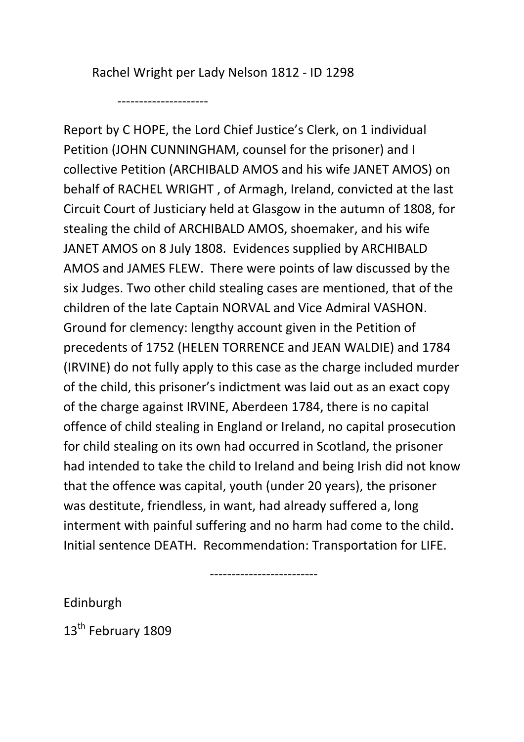Rachel Wright per Lady Nelson 1812 - ID 1298

---------------------

Report by C HOPE, the Lord Chief Justice's Clerk, on 1 individual Petition (JOHN CUNNINGHAM, counsel for the prisoner) and I collective Petition (ARCHIBALD AMOS and his wife JANET AMOS) on behalf of RACHEL WRIGHT , of Armagh, Ireland, convicted at the last Circuit Court of Justiciary held at Glasgow in the autumn of 1808, for stealing the child of ARCHIBALD AMOS, shoemaker, and his wife JANET AMOS on 8 July 1808. Evidences supplied by ARCHIBALD AMOS and JAMES FLEW. There were points of law discussed by the six Judges. Two other child stealing cases are mentioned, that of the children of the late Captain NORVAL and Vice Admiral VASHON. Ground for clemency: lengthy account given in the Petition of precedents of 1752 (HELEN TORRENCE and JEAN WALDIE) and 1784 (IRVINE) do not fully apply to this case as the charge included murder of the child, this prisoner's indictment was laid out as an exact copy of the charge against IRVINE, Aberdeen 1784, there is no capital offence of child stealing in England or Ireland, no capital prosecution for child stealing on its own had occurred in Scotland, the prisoner had intended to take the child to Ireland and being Irish did not know that the offence was capital, youth (under 20 years), the prisoner was destitute, friendless, in want, had already suffered a, long interment with painful suffering and no harm had come to the child. Initial sentence DEATH. Recommendation: Transportation for LIFE.

------------------------

Edinburgh

13th February 1809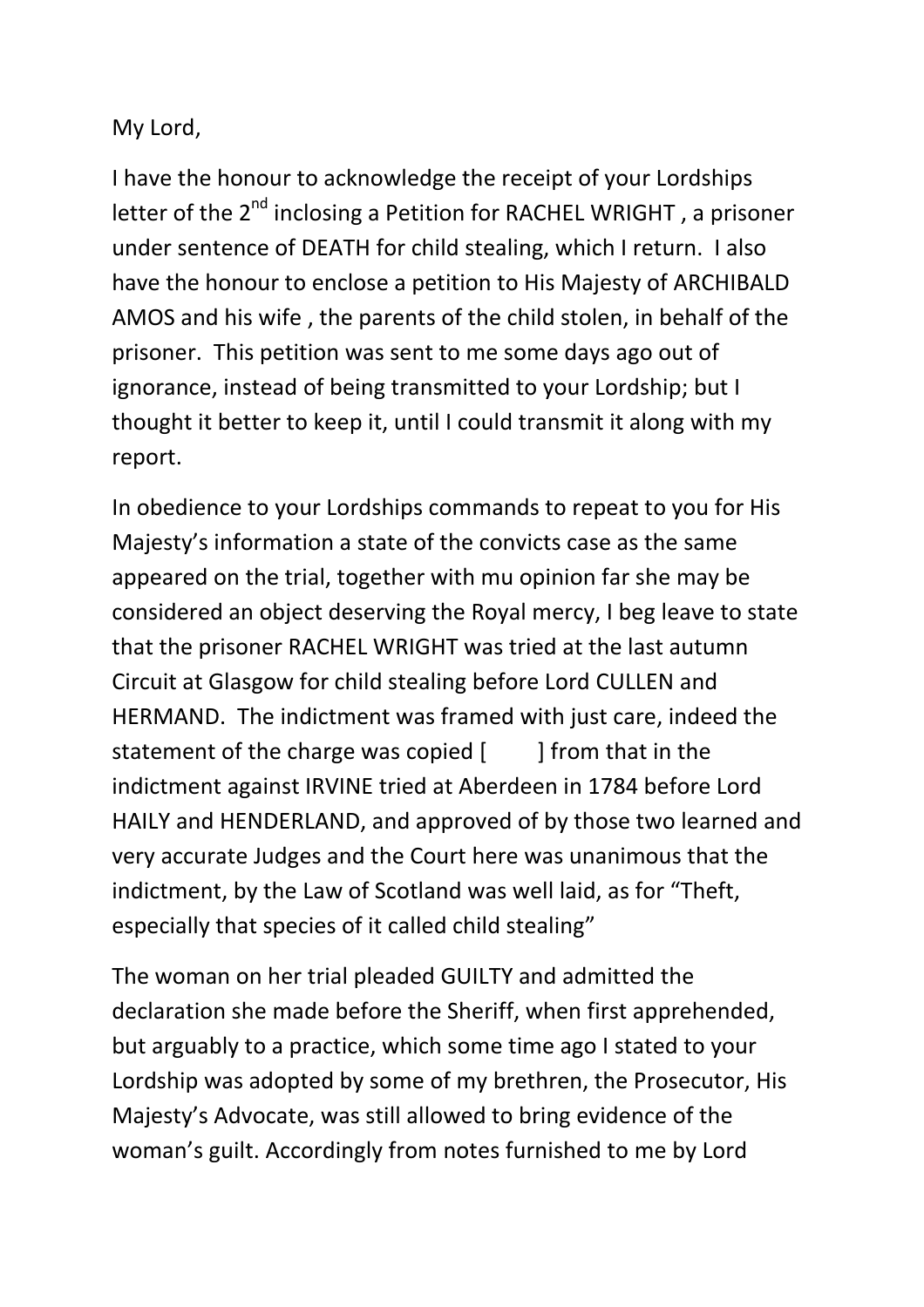My Lord,

I have the honour to acknowledge the receipt of your Lordships letter of the 2nd inclosing a Petition for RACHEL WRIGHT , a prisoner under sentence of DEATH for child stealing, which I return. I also have the honour to enclose a petition to His Majesty of ARCHIBALD AMOS and his wife , the parents of the child stolen, in behalf of the prisoner. This petition was sent to me some days ago out of ignorance, instead of being transmitted to your Lordship; but I thought it better to keep it, until I could transmit it along with my report.

In obedience to your Lordships commands to repeat to you for His Majesty's information a state of the convicts case as the same appeared on the trial, together with mu opinion far she may be considered an object deserving the Royal mercy, I beg leave to state that the prisoner RACHEL WRIGHT was tried at the last autumn Circuit at Glasgow for child stealing before Lord CULLEN and HERMAND. The indictment was framed with just care, indeed the statement of the charge was copied [ ] from that in the indictment against IRVINE tried at Aberdeen in 1784 before Lord HAILY and HENDERLAND, and approved of by those two learned and very accurate Judges and the Court here was unanimous that the indictment, by the Law of Scotland was well laid, as for "Theft, especially that species of it called child stealing"

The woman on her trial pleaded GUILTY and admitted the declaration she made before the Sheriff, when first apprehended, but arguably to a practice, which some time ago I stated to your Lordship was adopted by some of my brethren, the Prosecutor, His Majesty's Advocate, was still allowed to bring evidence of the woman's guilt. Accordingly from notes furnished to me by Lord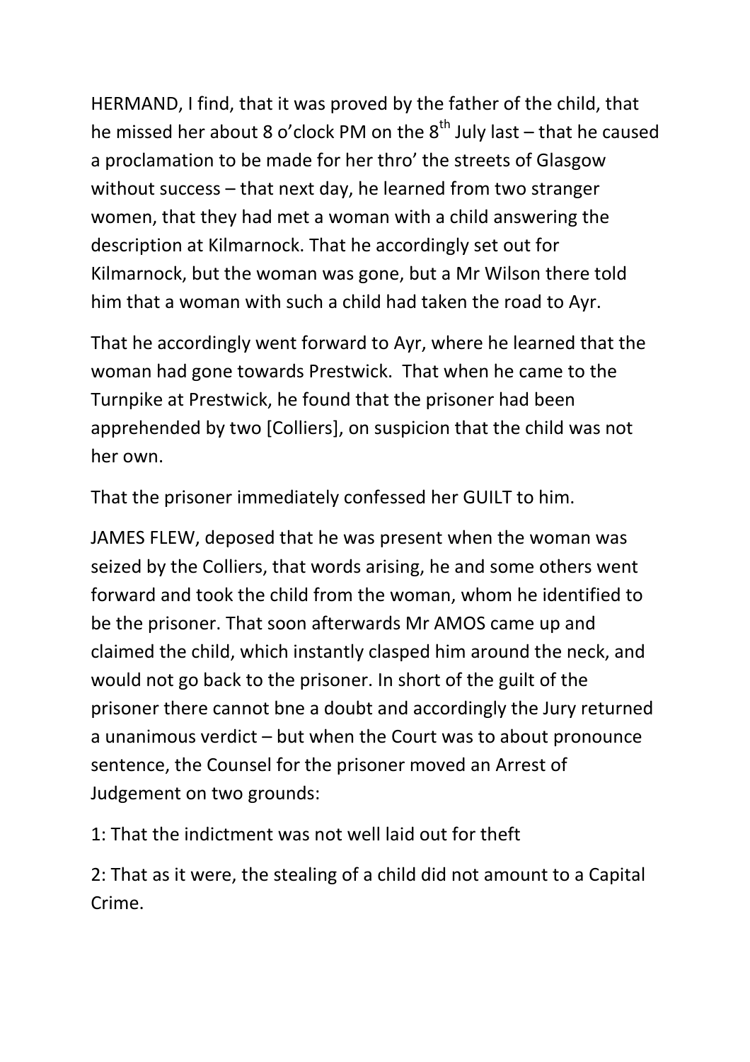HERMAND, I find, that it was proved by the father of the child, that he missed her about 8 o'clock PM on the 8th July last – that he caused a proclamation to be made for her thro' the streets of Glasgow without success – that next day, he learned from two stranger women, that they had met a woman with a child answering the description at Kilmarnock. That he accordingly set out for Kilmarnock, but the woman was gone, but a Mr Wilson there told him that a woman with such a child had taken the road to Ayr.

That he accordingly went forward to Ayr, where he learned that the woman had gone towards Prestwick. That when he came to the Turnpike at Prestwick, he found that the prisoner had been apprehended by two [Colliers], on suspicion that the child was not her own.

That the prisoner immediately confessed her GUILT to him.

JAMES FLEW, deposed that he was present when the woman was seized by the Colliers, that words arising, he and some others went forward and took the child from the woman, whom he identified to be the prisoner. That soon afterwards Mr AMOS came up and claimed the child, which instantly clasped him around the neck, and would not go back to the prisoner. In short of the guilt of the prisoner there cannot bne a doubt and accordingly the Jury returned a unanimous verdict – but when the Court was to about pronounce sentence, the Counsel for the prisoner moved an Arrest of Judgement on two grounds:

1: That the indictment was not well laid out for theft

2: That as it were, the stealing of a child did not amount to a Capital Crime.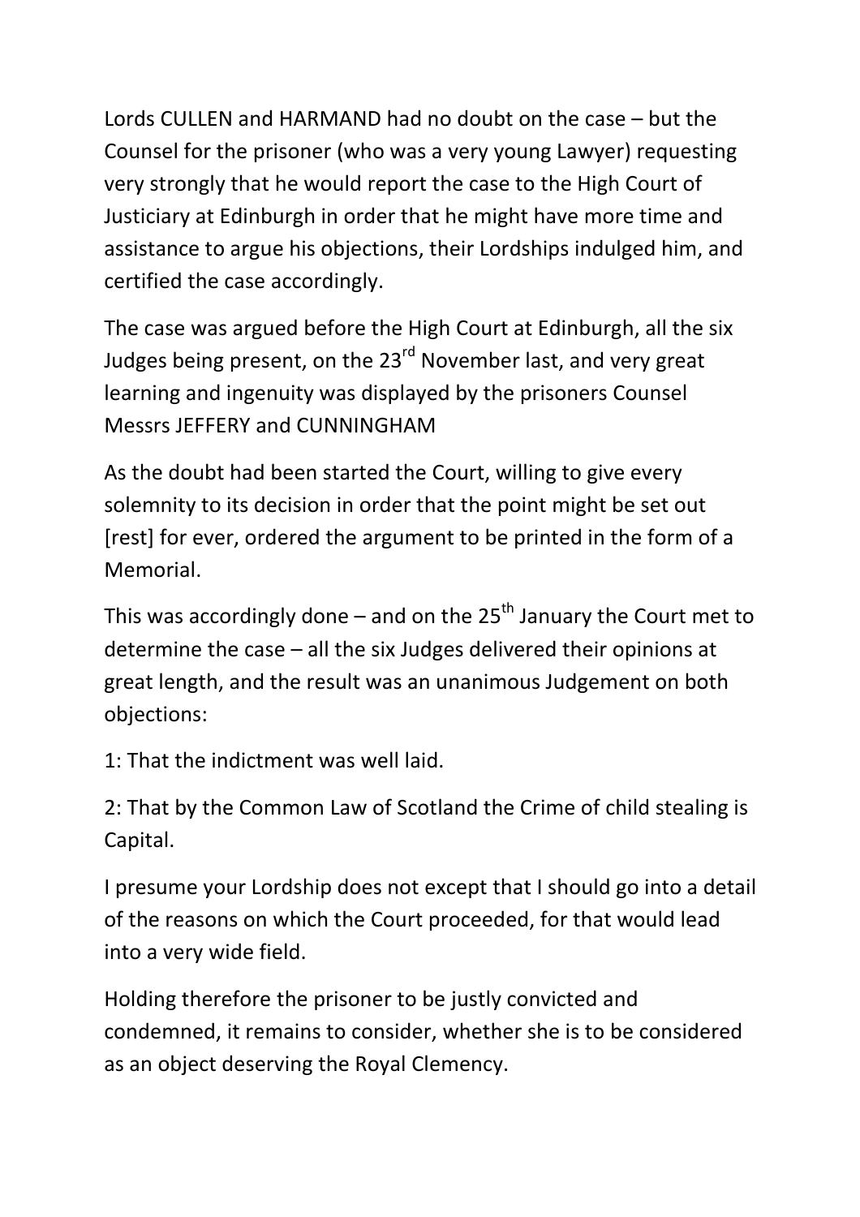Lords CULLEN and HARMAND had no doubt on the case – but the Counsel for the prisoner (who was a very young Lawyer) requesting very strongly that he would report the case to the High Court of Justiciary at Edinburgh in order that he might have more time and assistance to argue his objections, their Lordships indulged him, and certified the case accordingly.

The case was argued before the High Court at Edinburgh, all the six Judges being present, on the 23rd November last, and very great learning and ingenuity was displayed by the prisoners Counsel Messrs JEFFERY and CUNNINGHAM

As the doubt had been started the Court, willing to give every solemnity to its decision in order that the point might be set out [rest] for ever, ordered the argument to be printed in the form of a Memorial.

This was accordingly done – and on the 25th January the Court met to determine the case – all the six Judges delivered their opinions at great length, and the result was an unanimous Judgement on both objections:

1: That the indictment was well laid.

2: That by the Common Law of Scotland the Crime of child stealing is Capital.

I presume your Lordship does not except that I should go into a detail of the reasons on which the Court proceeded, for that would lead into a very wide field.

Holding therefore the prisoner to be justly convicted and condemned, it remains to consider, whether she is to be considered as an object deserving the Royal Clemency.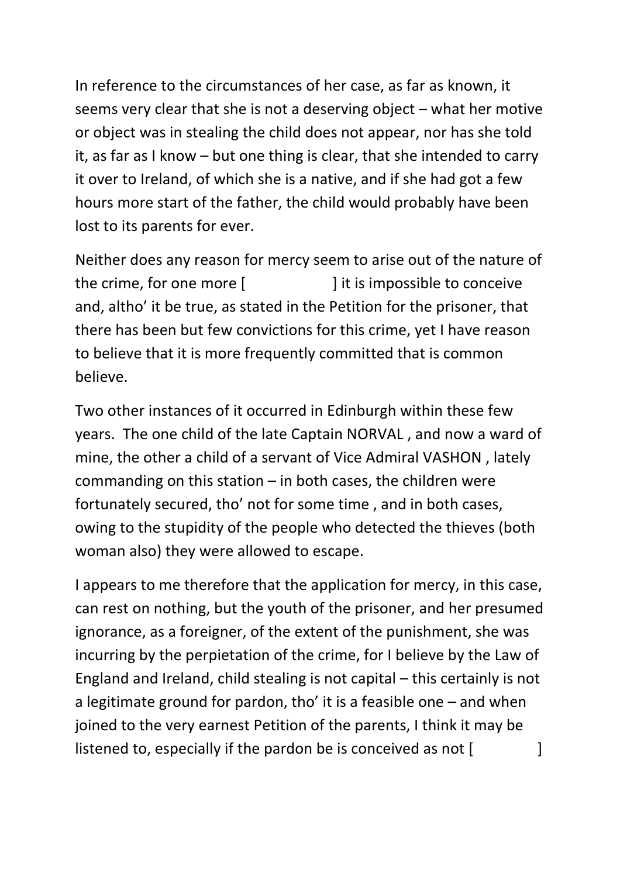In reference to the circumstances of her case, as far as known, it seems very clear that she is not a deserving object – what her motive or object was in stealing the child does not appear, nor has she told it, as far as I know – but one thing is clear, that she intended to carry it over to Ireland, of which she is a native, and if she had got a few hours more start of the father, the child would probably have been lost to its parents for ever.

Neither does any reason for mercy seem to arise out of the nature of the crime, for one more [                    ] it is impossible to conceive and, altho' it be true, as stated in the Petition for the prisoner, that there has been but few convictions for this crime, yet I have reason to believe that it is more frequently committed that is common believe.

Two other instances of it occurred in Edinburgh within these few years. The one child of the late Captain NORVAL , and now a ward of mine, the other a child of a servant of Vice Admiral VASHON , lately commanding on this station – in both cases, the children were fortunately secured, tho' not for some time , and in both cases, owing to the stupidity of the people who detected the thieves (both woman also) they were allowed to escape.

I appears to me therefore that the application for mercy, in this case, can rest on nothing, but the youth of the prisoner, and her presumed ignorance, as a foreigner, of the extent of the punishment, she was incurring by the perpietation of the crime, for I believe by the Law of England and Ireland, child stealing is not capital – this certainly is not a legitimate ground for pardon, tho' it is a feasible one – and when joined to the very earnest Petition of the parents, I think it may be listened to, especially if the pardon be is conceived as not [                ]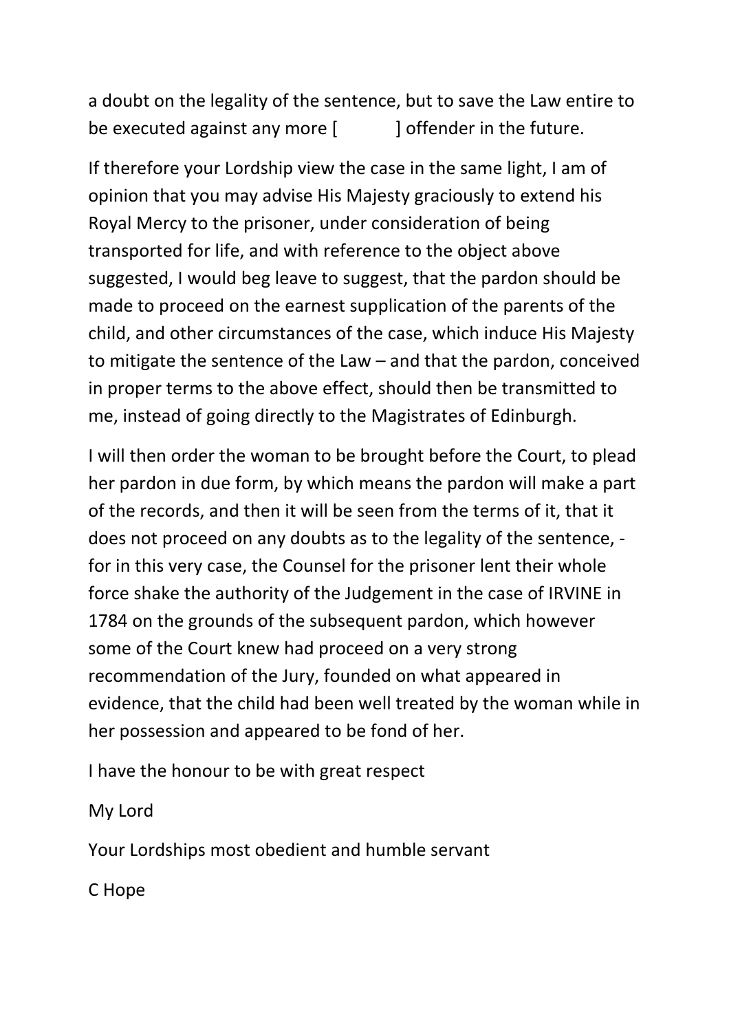a doubt on the legality of the sentence, but to save the Law entire to be executed against any more [          ] offender in the future.

If therefore your Lordship view the case in the same light, I am of opinion that you may advise His Majesty graciously to extend his Royal Mercy to the prisoner, under consideration of being transported for life, and with reference to the object above suggested, I would beg leave to suggest, that the pardon should be made to proceed on the earnest supplication of the parents of the child, and other circumstances of the case, which induce His Majesty to mitigate the sentence of the Law – and that the pardon, conceived in proper terms to the above effect, should then be transmitted to me, instead of going directly to the Magistrates of Edinburgh.

I will then order the woman to be brought before the Court, to plead her pardon in due form, by which means the pardon will make a part of the records, and then it will be seen from the terms of it, that it does not proceed on any doubts as to the legality of the sentence, - for in this very case, the Counsel for the prisoner lent their whole force shake the authority of the Judgement in the case of IRVINE in 1784 on the grounds of the subsequent pardon, which however some of the Court knew had proceed on a very strong recommendation of the Jury, founded on what appeared in evidence, that the child had been well treated by the woman while in her possession and appeared to be fond of her.

I have the honour to be with great respect

My Lord

Your Lordships most obedient and humble servant

C Hope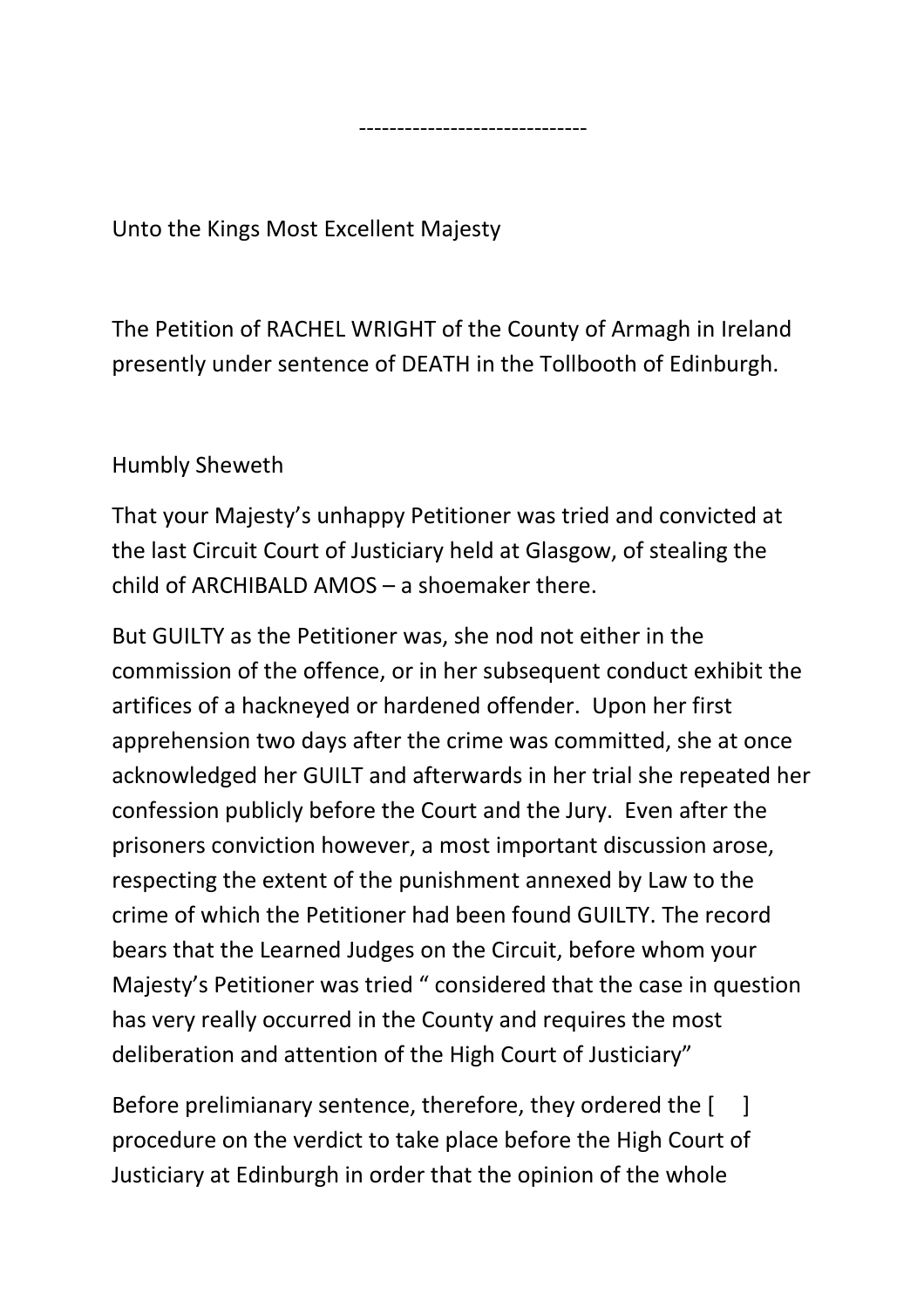------------------------------

Unto the Kings Most Excellent Majesty

The Petition of RACHEL WRIGHT of the County of Armagh in Ireland presently under sentence of DEATH in the Tollbooth of Edinburgh.

Humbly Sheweth

That your Majesty's unhappy Petitioner was tried and convicted at the last Circuit Court of Justiciary held at Glasgow, of stealing the child of ARCHIBALD AMOS – a shoemaker there.

But GUILTY as the Petitioner was, she nod not either in the commission of the offence, or in her subsequent conduct exhibit the artifices of a hackneyed or hardened offender. Upon her first apprehension two days after the crime was committed, she at once acknowledged her GUILT and afterwards in her trial she repeated her confession publicly before the Court and the Jury. Even after the prisoners conviction however, a most important discussion arose, respecting the extent of the punishment annexed by Law to the crime of which the Petitioner had been found GUILTY. The record bears that the Learned Judges on the Circuit, before whom your Majesty's Petitioner was tried " considered that the case in question has very really occurred in the County and requires the most deliberation and attention of the High Court of Justiciary"

Before prelimianary sentence, therefore, they ordered the [ ] procedure on the verdict to take place before the High Court of Justiciary at Edinburgh in order that the opinion of the whole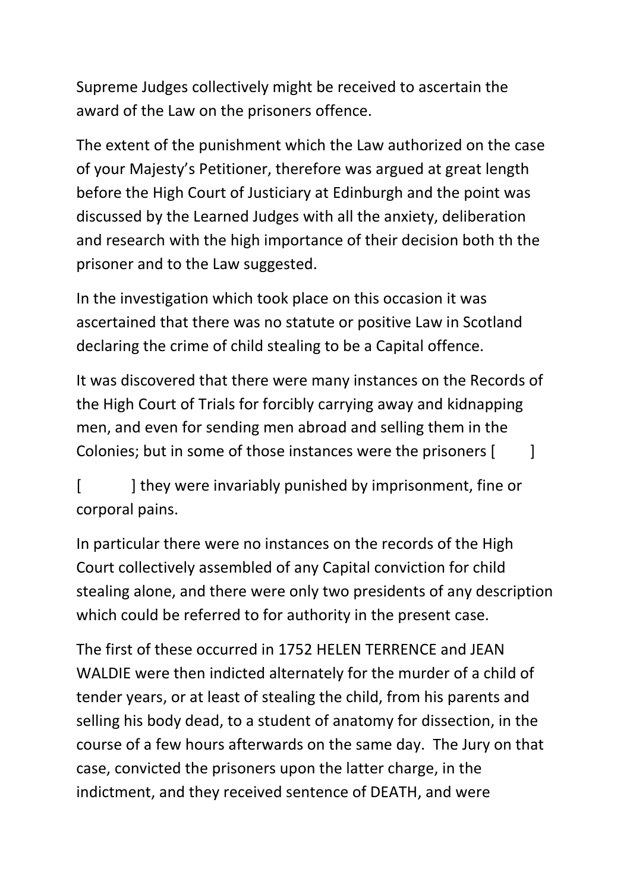Supreme Judges collectively might be received to ascertain the award of the Law on the prisoners offence.

The extent of the punishment which the Law authorized on the case of your Majesty's Petitioner, therefore was argued at great length before the High Court of Justiciary at Edinburgh and the point was discussed by the Learned Judges with all the anxiety, deliberation and research with the high importance of their decision both th the prisoner and to the Law suggested.

In the investigation which took place on this occasion it was ascertained that there was no statute or positive Law in Scotland declaring the crime of child stealing to be a Capital offence.

It was discovered that there were many instances on the Records of the High Court of Trials for forcibly carrying away and kidnapping men, and even for sending men abroad and selling them in the Colonies; but in some of those instances were the prisoners [ ]

[ ] they were invariably punished by imprisonment, fine or corporal pains.

In particular there were no instances on the records of the High Court collectively assembled of any Capital conviction for child stealing alone, and there were only two presidents of any description which could be referred to for authority in the present case.

The first of these occurred in 1752 HELEN TERRENCE and JEAN WALDIE were then indicted alternately for the murder of a child of tender years, or at least of stealing the child, from his parents and selling his body dead, to a student of anatomy for dissection, in the course of a few hours afterwards on the same day. The Jury on that case, convicted the prisoners upon the latter charge, in the indictment, and they received sentence of DEATH, and were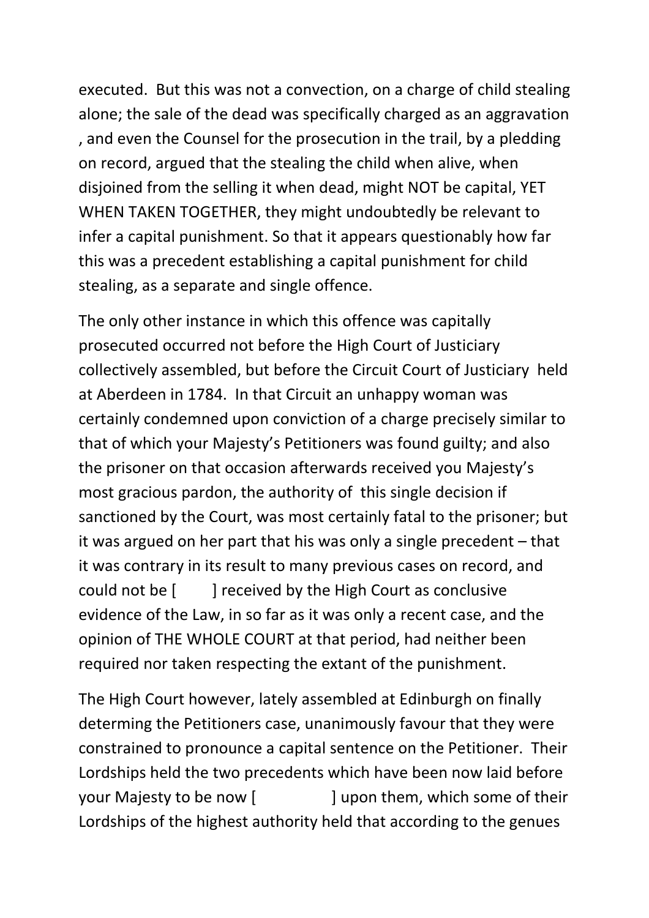executed.  But this was not a convection, on a charge of child stealing alone; the sale of the dead was specifically charged as an aggravation , and even the Counsel for the prosecution in the trail, by a pledding on record, argued that the stealing the child when alive, when disjoined from the selling it when dead, might NOT be capital, YET WHEN TAKEN TOGETHER, they might undoubtedly be relevant to infer a capital punishment. So that it appears questionably how far this was a precedent establishing a capital punishment for child stealing, as a separate and single offence.

The only other instance in which this offence was capitally prosecuted occurred not before the High Court of Justiciary collectively assembled, but before the Circuit Court of Justiciary  held at Aberdeen in 1784.  In that Circuit an unhappy woman was certainly condemned upon conviction of a charge precisely similar to that of which your Majesty's Petitioners was found guilty; and also the prisoner on that occasion afterwards received you Majesty's most gracious pardon, the authority of  this single decision if sanctioned by the Court, was most certainly fatal to the prisoner; but it was argued on her part that his was only a single precedent – that it was contrary in its result to many previous cases on record, and could not be [        ] received by the High Court as conclusive evidence of the Law, in so far as it was only a recent case, and the opinion of THE WHOLE COURT at that period, had neither been required nor taken respecting the extant of the punishment.

The High Court however, lately assembled at Edinburgh on finally determing the Petitioners case, unanimously favour that they were constrained to pronounce a capital sentence on the Petitioner.  Their Lordships held the two precedents which have been now laid before your Majesty to be now [                ] upon them, which some of their Lordships of the highest authority held that according to the genues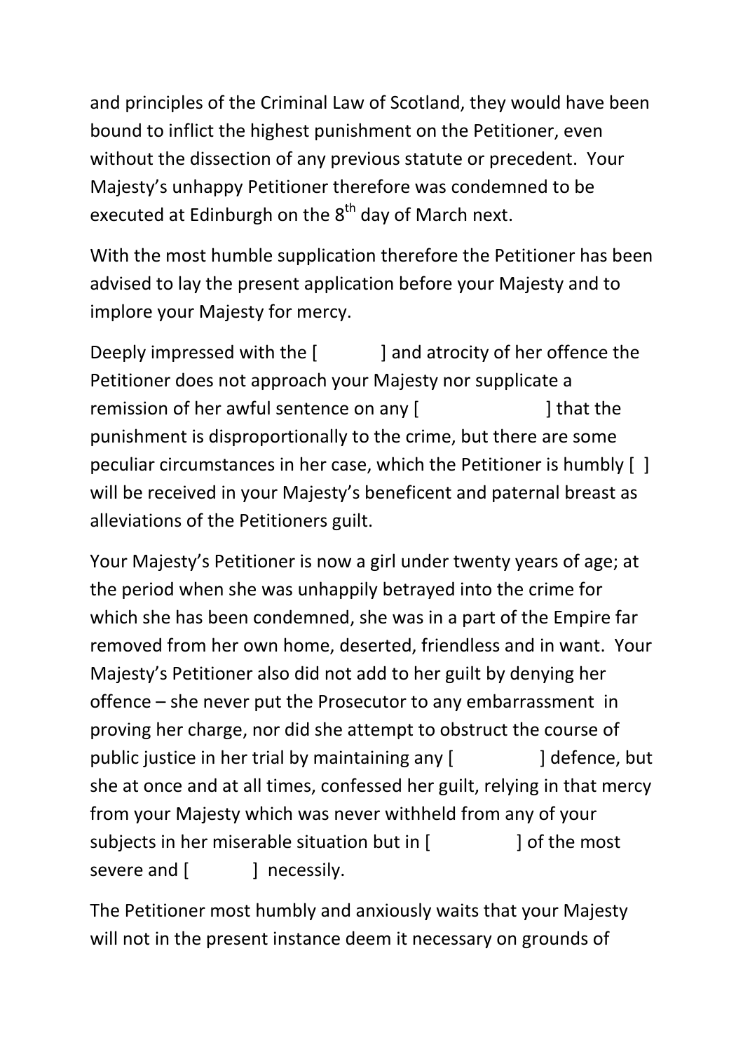and principles of the Criminal Law of Scotland, they would have been bound to inflict the highest punishment on the Petitioner, even without the dissection of any previous statute or precedent. Your Majesty's unhappy Petitioner therefore was condemned to be executed at Edinburgh on the 8th day of March next.

With the most humble supplication therefore the Petitioner has been advised to lay the present application before your Majesty and to implore your Majesty for mercy.

Deeply impressed with the [ ] and atrocity of her offence the Petitioner does not approach your Majesty nor supplicate a remission of her awful sentence on any [ ] that the punishment is disproportionally to the crime, but there are some peculiar circumstances in her case, which the Petitioner is humbly [ ] will be received in your Majesty's beneficent and paternal breast as alleviations of the Petitioners guilt.

Your Majesty's Petitioner is now a girl under twenty years of age; at the period when she was unhappily betrayed into the crime for which she has been condemned, she was in a part of the Empire far removed from her own home, deserted, friendless and in want. Your Majesty's Petitioner also did not add to her guilt by denying her offence – she never put the Prosecutor to any embarrassment in proving her charge, nor did she attempt to obstruct the course of public justice in her trial by maintaining any [ ] defence, but she at once and at all times, confessed her guilt, relying in that mercy from your Majesty which was never withheld from any of your subjects in her miserable situation but in [ ] of the most severe and [ ] necessily.

The Petitioner most humbly and anxiously waits that your Majesty will not in the present instance deem it necessary on grounds of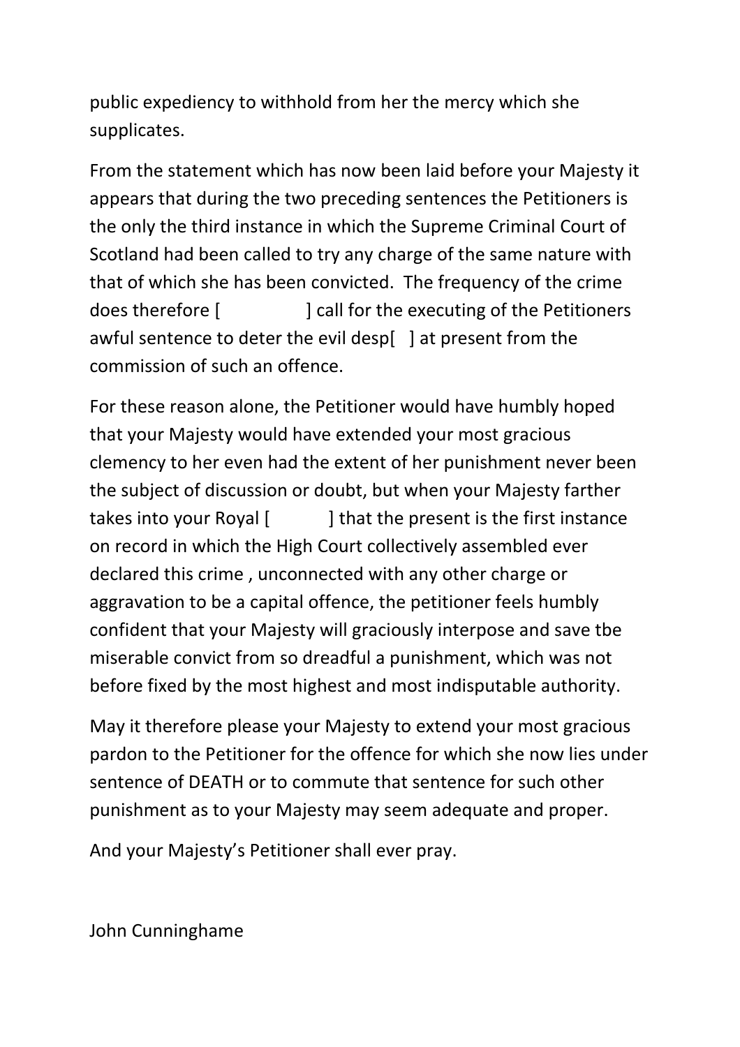public expediency to withhold from her the mercy which she supplicates.

From the statement which has now been laid before your Majesty it appears that during the two preceding sentences the Petitioners is the only the third instance in which the Supreme Criminal Court of Scotland had been called to try any charge of the same nature with that of which she has been convicted. The frequency of the crime does therefore [ ] call for the executing of the Petitioners awful sentence to deter the evil desp[ ] at present from the commission of such an offence.

For these reason alone, the Petitioner would have humbly hoped that your Majesty would have extended your most gracious clemency to her even had the extent of her punishment never been the subject of discussion or doubt, but when your Majesty farther takes into your Royal [ ] that the present is the first instance on record in which the High Court collectively assembled ever declared this crime , unconnected with any other charge or aggravation to be a capital offence, the petitioner feels humbly confident that your Majesty will graciously interpose and save tbe miserable convict from so dreadful a punishment, which was not before fixed by the most highest and most indisputable authority.

May it therefore please your Majesty to extend your most gracious pardon to the Petitioner for the offence for which she now lies under sentence of DEATH or to commute that sentence for such other punishment as to your Majesty may seem adequate and proper.

And your Majesty's Petitioner shall ever pray.

John Cunninghame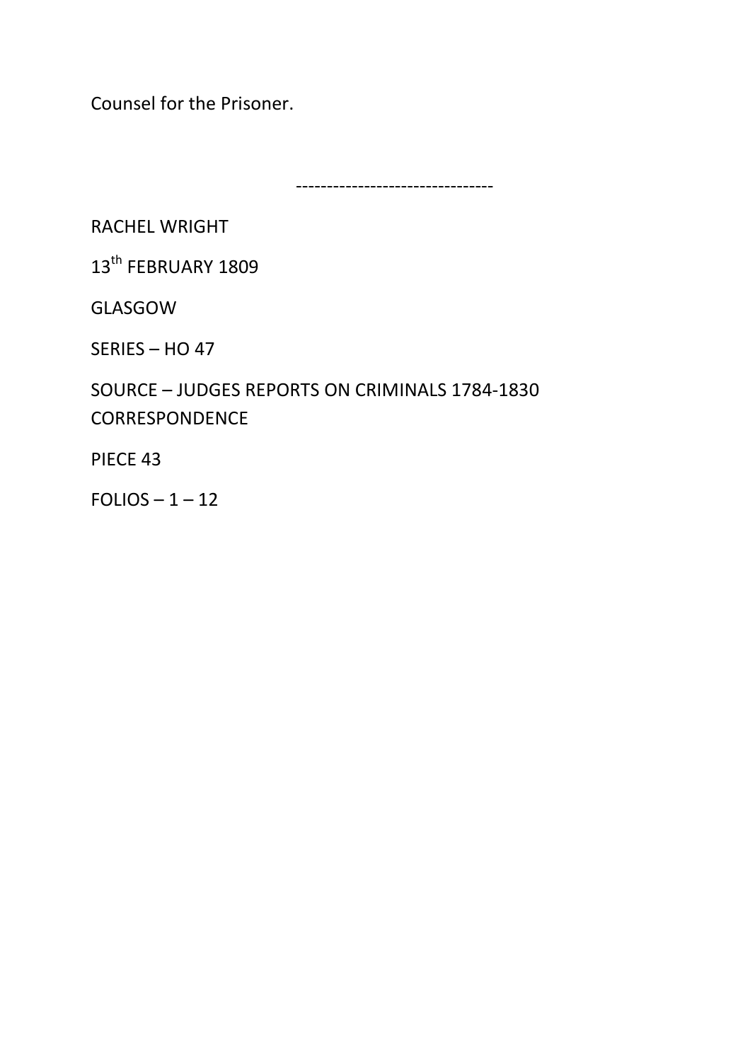Counsel for the Prisoner.

-------------------------------

RACHEL WRIGHT

13th FEBRUARY 1809

GLASGOW

SERIES – HO 47

SOURCE – JUDGES REPORTS ON CRIMINALS 1784-1830 CORRESPONDENCE

PIECE 43

FOLIOS – 1 – 12